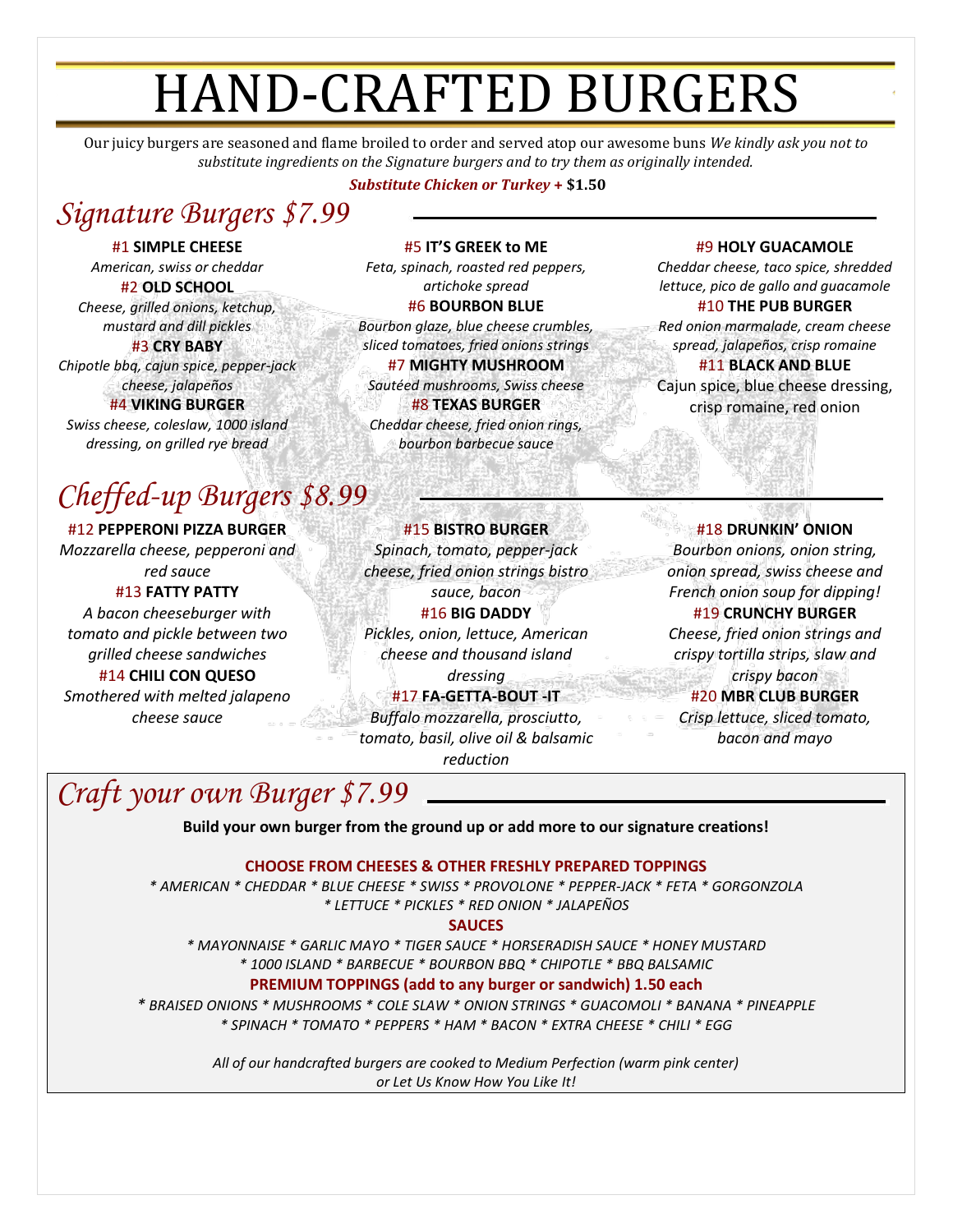# HAND-CRAFTED BURGERS

Our juicy burgers are seasoned and flame broiled to order and served atop our awesome buns *We kindly ask you not to substitute ingredients on the Signature burgers and to try them as originally intended.*

***Substitute Chicken or Turkey +*** **$1.50**

## *Signature Burgers $7.99*

#1 **SIMPLE CHEESE**
*American, swiss or cheddar*

#2 **OLD SCHOOL**
*Cheese, grilled onions, ketchup, mustard and dill pickles*

#3 **CRY BABY**
*Chipotle bbq, cajun spice, pepper-jack cheese, jalapeños*

#4 **VIKING BURGER**
*Swiss cheese, coleslaw, 1000 island dressing, on grilled rye bread*

#5 **IT'S GREEK to ME**
*Feta, spinach, roasted red peppers, artichoke spread*

#6 **BOURBON BLUE**
*Bourbon glaze, blue cheese crumbles, sliced tomatoes, fried onions strings*

#7 **MIGHTY MUSHROOM**
*Sautéed mushrooms, Swiss cheese*

#8 **TEXAS BURGER**
*Cheddar cheese, fried onion rings, bourbon barbecue sauce*

#9 **HOLY GUACAMOLE**
*Cheddar cheese, taco spice, shredded lettuce, pico de gallo and guacamole*

#10 **THE PUB BURGER**
*Red onion marmalade, cream cheese spread, jalapeños, crisp romaine*

#11 **BLACK AND BLUE**
Cajun spice, blue cheese dressing, crisp romaine, red onion

## *Cheffed-up Burgers $8.99*

#12 **PEPPERONI PIZZA BURGER**
*Mozzarella cheese, pepperoni and red sauce*

#13 **FATTY PATTY**
*A bacon cheeseburger with tomato and pickle between two grilled cheese sandwiches*

#14 **CHILI CON QUESO**
*Smothered with melted jalapeno cheese sauce*

#15 **BISTRO BURGER**
*Spinach, tomato, pepper-jack cheese, fried onion strings bistro sauce, bacon*

#16 **BIG DADDY**
*Pickles, onion, lettuce, American cheese and thousand island dressing*

#17 **FA-GETTA-BOUT -IT**
*Buffalo mozzarella, prosciutto, tomato, basil, olive oil & balsamic reduction*

#18 **DRUNKIN' ONION**
*Bourbon onions, onion string, onion spread, swiss cheese and French onion soup for dipping!*

#19 **CRUNCHY BURGER**
*Cheese, fried onion strings and crispy tortilla strips, slaw and crispy bacon*

#20 **MBR CLUB BURGER**
*Crisp lettuce, sliced tomato, bacon and mayo*

## *Craft your own Burger $7.99*

**Build your own burger from the ground up or add more to our signature creations!**

**CHOOSE FROM CHEESES & OTHER FRESHLY PREPARED TOPPINGS**

*\* AMERICAN \* CHEDDAR \* BLUE CHEESE \* SWISS \* PROVOLONE \* PEPPER-JACK \* FETA \* GORGONZOLA \* LETTUCE \* PICKLES \* RED ONION \* JALAPEÑOS*

**SAUCES**

*\* MAYONNAISE \* GARLIC MAYO \* TIGER SAUCE \* HORSERADISH SAUCE \* HONEY MUSTARD \* 1000 ISLAND \* BARBECUE \* BOURBON BBQ \* CHIPOTLE \* BBQ BALSAMIC*

**PREMIUM TOPPINGS (add to any burger or sandwich) 1.50 each**

*\* BRAISED ONIONS \* MUSHROOMS \* COLE SLAW \* ONION STRINGS \* GUACOMOLI \* BANANA \* PINEAPPLE \* SPINACH \* TOMATO \* PEPPERS \* HAM \* BACON \* EXTRA CHEESE \* CHILI \* EGG*

*All of our handcrafted burgers are cooked to Medium Perfection (warm pink center) or Let Us Know How You Like It!*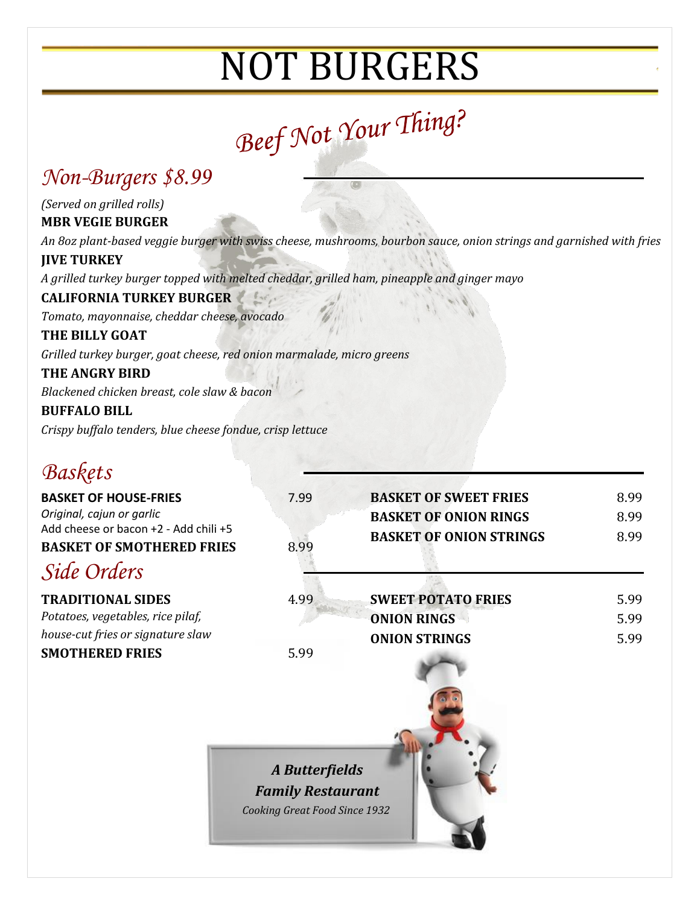# NOT BURGERS

## *Beef Not Your Thing?*

## *Non-Burgers $8.99*

*(Served on grilled rolls)*

**MBR VEGIE BURGER**

*An 8oz plant-based veggie burger with swiss cheese, mushrooms, bourbon sauce, onion strings and garnished with fries*

**JIVE TURKEY**

*A grilled turkey burger topped with melted cheddar, grilled ham, pineapple and ginger mayo*

**CALIFORNIA TURKEY BURGER**

*Tomato, mayonnaise, cheddar cheese, avocado*

**THE BILLY GOAT**

*Grilled turkey burger, goat cheese, red onion marmalade, micro greens*

**THE ANGRY BIRD**

*Blackened chicken breast, cole slaw & bacon*

**BUFFALO BILL**

*Crispy buffalo tenders, blue cheese fondue, crisp lettuce*

## *Baskets*

**BASKET OF HOUSE-FRIES** 7.99
*Original, cajun or garlic*
Add cheese or bacon +2 - Add chili +5

**BASKET OF SMOTHERED FRIES** 8.99

**BASKET OF SWEET FRIES** 8.99

**BASKET OF ONION RINGS** 8.99

**BASKET OF ONION STRINGS** 8.99

## *Side Orders*

**TRADITIONAL SIDES** 4.99
*Potatoes, vegetables, rice pilaf, house-cut fries or signature slaw*

**SMOTHERED FRIES** 5.99

**SWEET POTATO FRIES** 5.99

**ONION RINGS** 5.99

**ONION STRINGS** 5.99

***A Butterfields Family Restaurant***

*Cooking Great Food Since 1932*